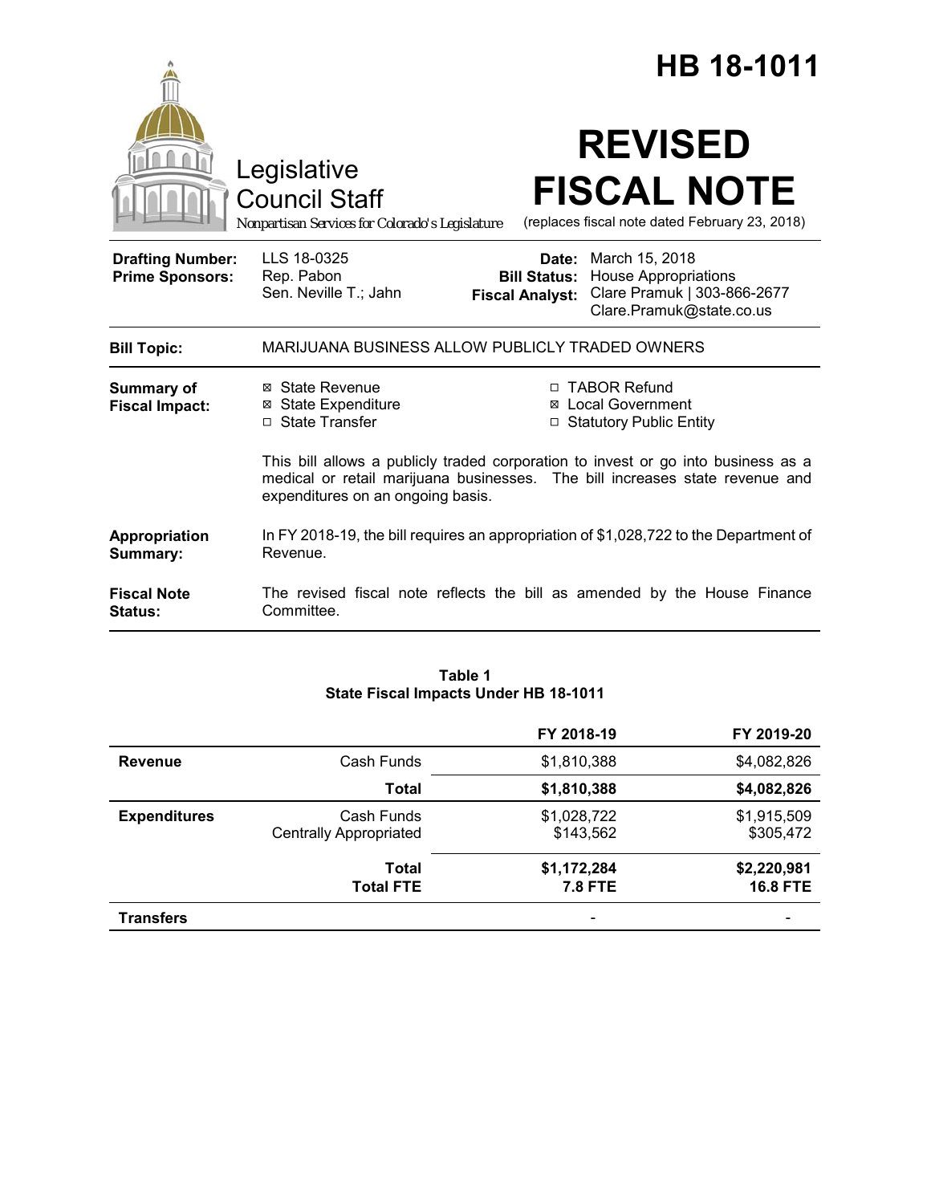# HB 18-1011

Legislative Council Staff

*Nonpartisan Services for Colorado's Legislature*

# REVISED FISCAL NOTE

(replaces fiscal note dated February 23, 2018)

| | | | |
|---|---|---|---|
| **Drafting Number:** | LLS 18-0325 | **Date:** | March 15, 2018 |
| **Prime Sponsors:** | Rep. Pabon<br>Sen. Neville T.; Jahn | **Bill Status:** | House Appropriations |
| | | **Fiscal Analyst:** | Clare Pramuk \| 303-866-2677<br>Clare.Pramuk@state.co.us |

**Bill Topic:** MARIJUANA BUSINESS ALLOW PUBLICLY TRADED OWNERS

**Summary of Fiscal Impact:**

- ☒ State Revenue
- ☒ State Expenditure
- ☐ State Transfer
- ☐ TABOR Refund
- ☒ Local Government
- ☐ Statutory Public Entity

This bill allows a publicly traded corporation to invest or go into business as a medical or retail marijuana businesses. The bill increases state revenue and expenditures on an ongoing basis.

**Appropriation Summary:** In FY 2018-19, the bill requires an appropriation of $1,028,722 to the Department of Revenue.

**Fiscal Note Status:** The revised fiscal note reflects the bill as amended by the House Finance Committee.

**Table 1**
**State Fiscal Impacts Under HB 18-1011**

| | | FY 2018-19 | FY 2019-20 |
|---|---|---|---|
| **Revenue** | Cash Funds | $1,810,388 | $4,082,826 |
| | **Total** | **$1,810,388** | **$4,082,826** |
| **Expenditures** | Cash Funds | $1,028,722 | $1,915,509 |
| | Centrally Appropriated | $143,562 | $305,472 |
| | **Total** | **$1,172,284** | **$2,220,981** |
| | **Total FTE** | **7.8 FTE** | **16.8 FTE** |
| **Transfers** | | - | - |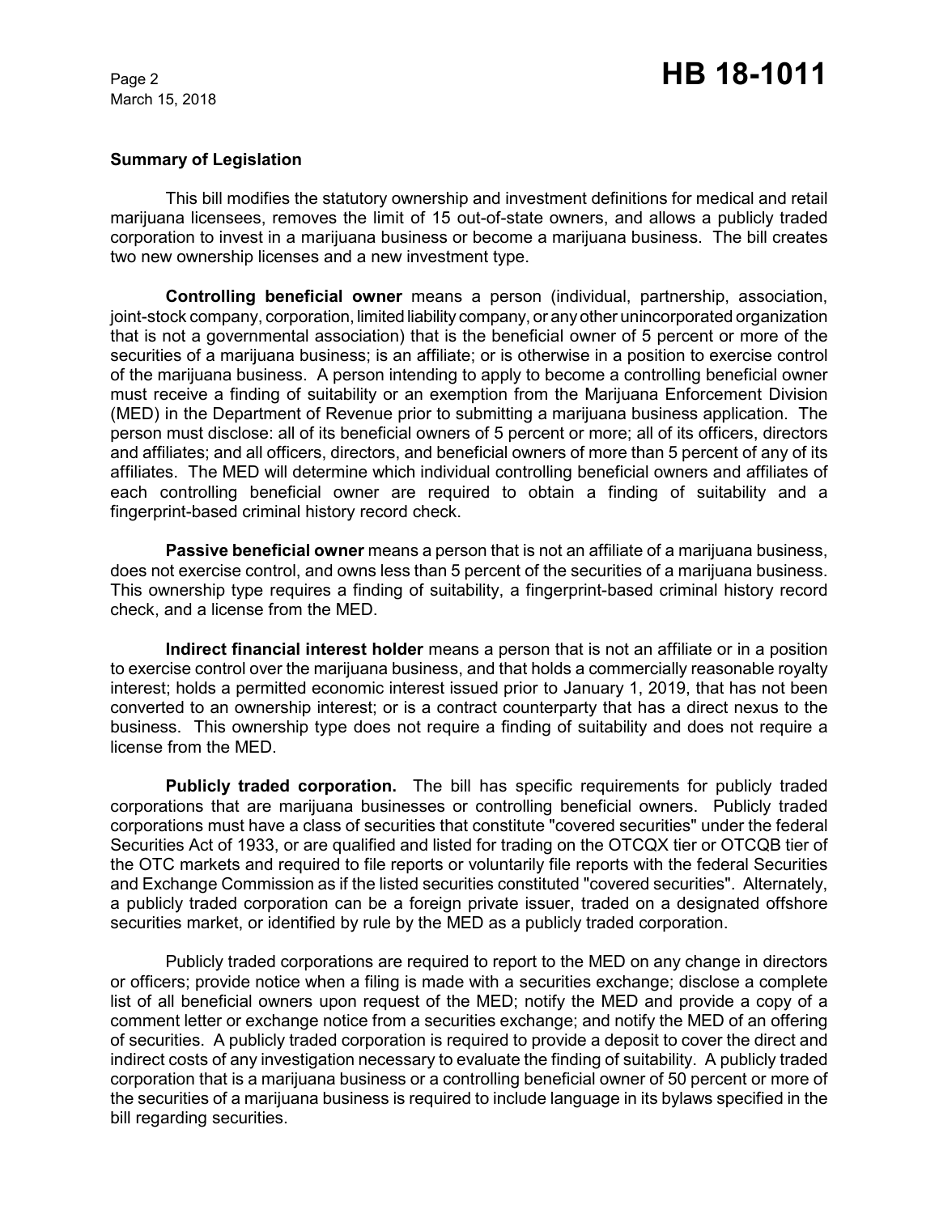### Summary of Legislation

This bill modifies the statutory ownership and investment definitions for medical and retail marijuana licensees, removes the limit of 15 out-of-state owners, and allows a publicly traded corporation to invest in a marijuana business or become a marijuana business. The bill creates two new ownership licenses and a new investment type.

**Controlling beneficial owner** means a person (individual, partnership, association, joint-stock company, corporation, limited liability company, or any other unincorporated organization that is not a governmental association) that is the beneficial owner of 5 percent or more of the securities of a marijuana business; is an affiliate; or is otherwise in a position to exercise control of the marijuana business. A person intending to apply to become a controlling beneficial owner must receive a finding of suitability or an exemption from the Marijuana Enforcement Division (MED) in the Department of Revenue prior to submitting a marijuana business application. The person must disclose: all of its beneficial owners of 5 percent or more; all of its officers, directors and affiliates; and all officers, directors, and beneficial owners of more than 5 percent of any of its affiliates. The MED will determine which individual controlling beneficial owners and affiliates of each controlling beneficial owner are required to obtain a finding of suitability and a fingerprint-based criminal history record check.

**Passive beneficial owner** means a person that is not an affiliate of a marijuana business, does not exercise control, and owns less than 5 percent of the securities of a marijuana business. This ownership type requires a finding of suitability, a fingerprint-based criminal history record check, and a license from the MED.

**Indirect financial interest holder** means a person that is not an affiliate or in a position to exercise control over the marijuana business, and that holds a commercially reasonable royalty interest; holds a permitted economic interest issued prior to January 1, 2019, that has not been converted to an ownership interest; or is a contract counterparty that has a direct nexus to the business. This ownership type does not require a finding of suitability and does not require a license from the MED.

**Publicly traded corporation.** The bill has specific requirements for publicly traded corporations that are marijuana businesses or controlling beneficial owners. Publicly traded corporations must have a class of securities that constitute "covered securities" under the federal Securities Act of 1933, or are qualified and listed for trading on the OTCQX tier or OTCQB tier of the OTC markets and required to file reports or voluntarily file reports with the federal Securities and Exchange Commission as if the listed securities constituted "covered securities". Alternately, a publicly traded corporation can be a foreign private issuer, traded on a designated offshore securities market, or identified by rule by the MED as a publicly traded corporation.

Publicly traded corporations are required to report to the MED on any change in directors or officers; provide notice when a filing is made with a securities exchange; disclose a complete list of all beneficial owners upon request of the MED; notify the MED and provide a copy of a comment letter or exchange notice from a securities exchange; and notify the MED of an offering of securities. A publicly traded corporation is required to provide a deposit to cover the direct and indirect costs of any investigation necessary to evaluate the finding of suitability. A publicly traded corporation that is a marijuana business or a controlling beneficial owner of 50 percent or more of the securities of a marijuana business is required to include language in its bylaws specified in the bill regarding securities.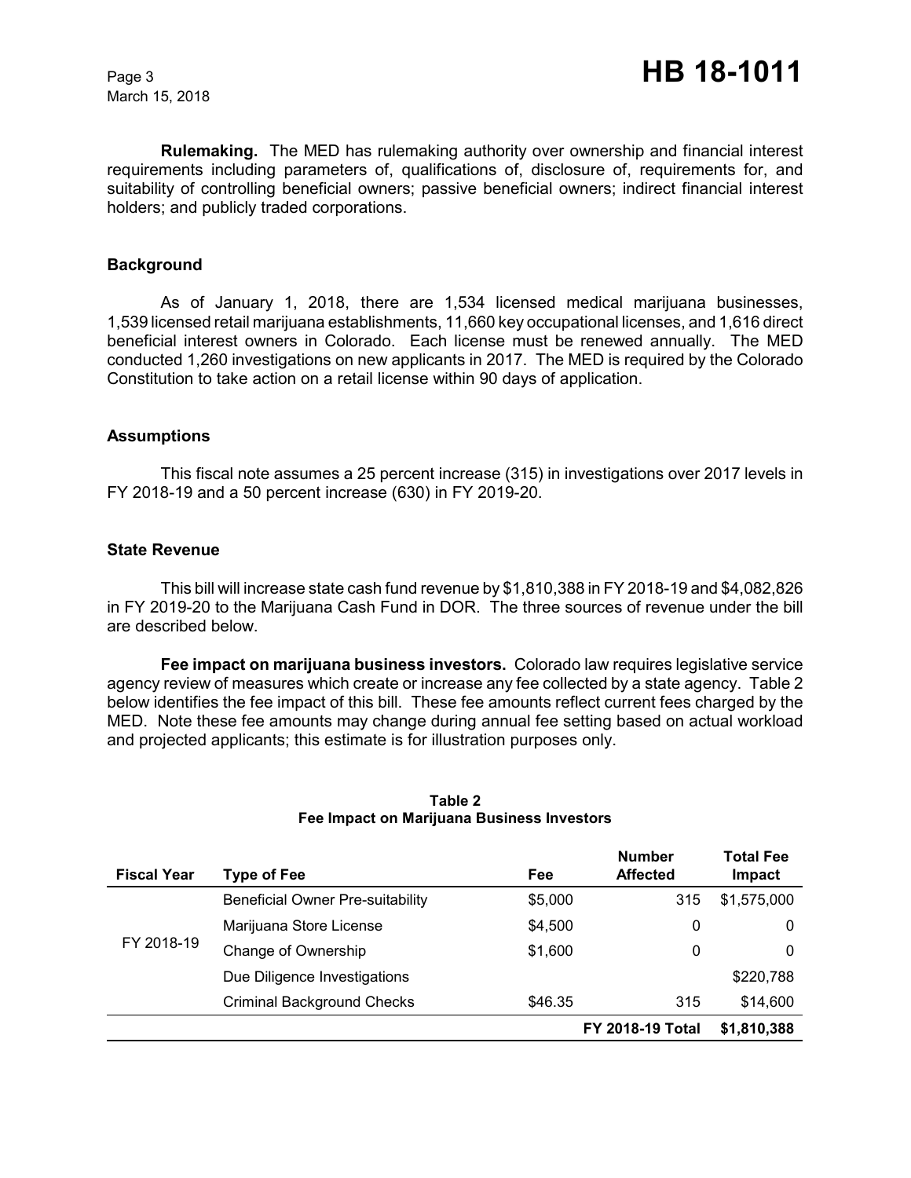**Rulemaking.** The MED has rulemaking authority over ownership and financial interest requirements including parameters of, qualifications of, disclosure of, requirements for, and suitability of controlling beneficial owners; passive beneficial owners; indirect financial interest holders; and publicly traded corporations.

## Background

As of January 1, 2018, there are 1,534 licensed medical marijuana businesses, 1,539 licensed retail marijuana establishments, 11,660 key occupational licenses, and 1,616 direct beneficial interest owners in Colorado. Each license must be renewed annually. The MED conducted 1,260 investigations on new applicants in 2017. The MED is required by the Colorado Constitution to take action on a retail license within 90 days of application.

## Assumptions

This fiscal note assumes a 25 percent increase (315) in investigations over 2017 levels in FY 2018-19 and a 50 percent increase (630) in FY 2019-20.

## State Revenue

This bill will increase state cash fund revenue by $1,810,388 in FY 2018-19 and $4,082,826 in FY 2019-20 to the Marijuana Cash Fund in DOR. The three sources of revenue under the bill are described below.

**Fee impact on marijuana business investors.** Colorado law requires legislative service agency review of measures which create or increase any fee collected by a state agency. Table 2 below identifies the fee impact of this bill. These fee amounts reflect current fees charged by the MED. Note these fee amounts may change during annual fee setting based on actual workload and projected applicants; this estimate is for illustration purposes only.

**Table 2**
**Fee Impact on Marijuana Business Investors**

| Fiscal Year | Type of Fee | Fee | Number Affected | Total Fee Impact |
|---|---|---|---|---|
| FY 2018-19 | Beneficial Owner Pre-suitability | $5,000 | 315 | $1,575,000 |
| | Marijuana Store License | $4,500 | 0 | 0 |
| | Change of Ownership | $1,600 | 0 | 0 |
| | Due Diligence Investigations | | | $220,788 |
| | Criminal Background Checks | $46.35 | 315 | $14,600 |
| | | | **FY 2018-19 Total** | **$1,810,388** |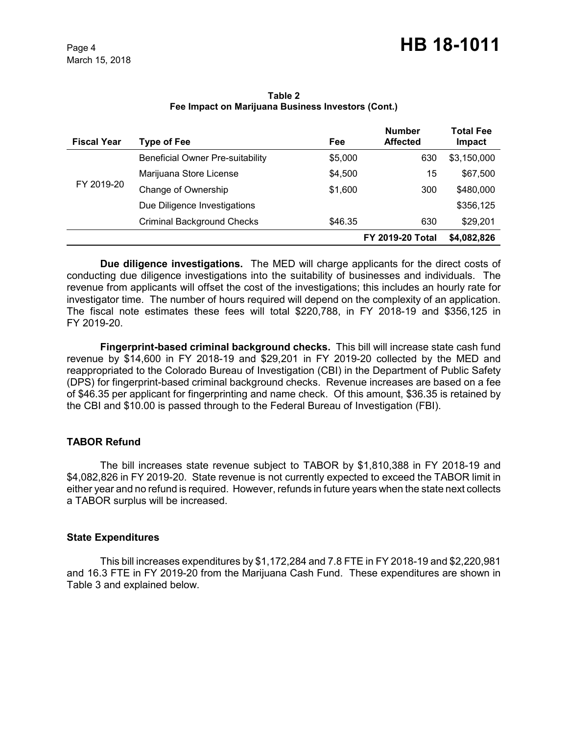**Table 2**
**Fee Impact on Marijuana Business Investors (Cont.)**

| Fiscal Year | Type of Fee | Fee | Number Affected | Total Fee Impact |
|---|---|---|---|---|
| FY 2019-20 | Beneficial Owner Pre-suitability | $5,000 | 630 | $3,150,000 |
| | Marijuana Store License | $4,500 | 15 | $67,500 |
| | Change of Ownership | $1,600 | 300 | $480,000 |
| | Due Diligence Investigations | | | $356,125 |
| | Criminal Background Checks | $46.35 | 630 | $29,201 |
| | | | **FY 2019-20 Total** | **$4,082,826** |

**Due diligence investigations.** The MED will charge applicants for the direct costs of conducting due diligence investigations into the suitability of businesses and individuals. The revenue from applicants will offset the cost of the investigations; this includes an hourly rate for investigator time. The number of hours required will depend on the complexity of an application. The fiscal note estimates these fees will total $220,788, in FY 2018-19 and $356,125 in FY 2019-20.

**Fingerprint-based criminal background checks.** This bill will increase state cash fund revenue by $14,600 in FY 2018-19 and $29,201 in FY 2019-20 collected by the MED and reappropriated to the Colorado Bureau of Investigation (CBI) in the Department of Public Safety (DPS) for fingerprint-based criminal background checks. Revenue increases are based on a fee of $46.35 per applicant for fingerprinting and name check. Of this amount, $36.35 is retained by the CBI and $10.00 is passed through to the Federal Bureau of Investigation (FBI).

### TABOR Refund

The bill increases state revenue subject to TABOR by $1,810,388 in FY 2018-19 and $4,082,826 in FY 2019-20. State revenue is not currently expected to exceed the TABOR limit in either year and no refund is required. However, refunds in future years when the state next collects a TABOR surplus will be increased.

### State Expenditures

This bill increases expenditures by $1,172,284 and 7.8 FTE in FY 2018-19 and $2,220,981 and 16.3 FTE in FY 2019-20 from the Marijuana Cash Fund. These expenditures are shown in Table 3 and explained below.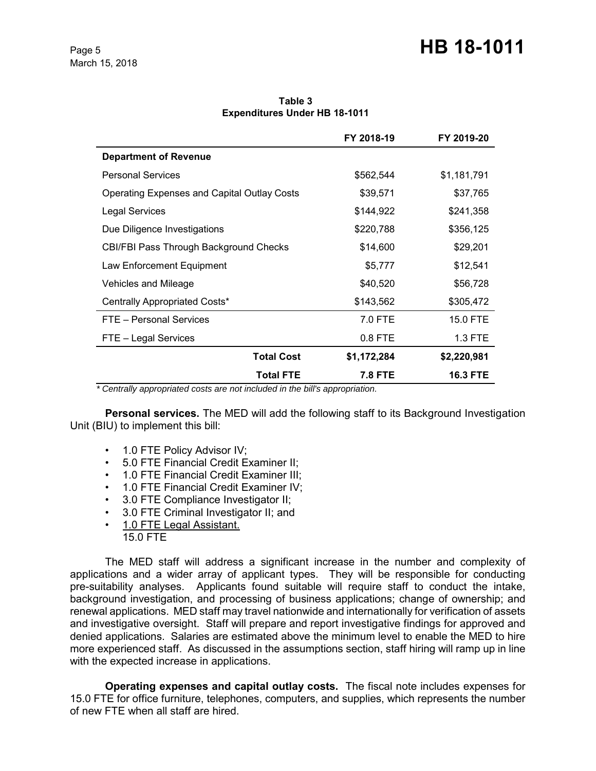**Table 3**
**Expenditures Under HB 18-1011**

| | FY 2018-19 | FY 2019-20 |
|---|---|---|
| **Department of Revenue** | | |
| Personal Services | $562,544 | $1,181,791 |
| Operating Expenses and Capital Outlay Costs | $39,571 | $37,765 |
| Legal Services | $144,922 | $241,358 |
| Due Diligence Investigations | $220,788 | $356,125 |
| CBI/FBI Pass Through Background Checks | $14,600 | $29,201 |
| Law Enforcement Equipment | $5,777 | $12,541 |
| Vehicles and Mileage | $40,520 | $56,728 |
| Centrally Appropriated Costs* | $143,562 | $305,472 |
| FTE – Personal Services | 7.0 FTE | 15.0 FTE |
| FTE – Legal Services | 0.8 FTE | 1.3 FTE |
| **Total Cost** | **$1,172,284** | **$2,220,981** |
| **Total FTE** | **7.8 FTE** | **16.3 FTE** |

*\* Centrally appropriated costs are not included in the bill's appropriation.*

**Personal services.** The MED will add the following staff to its Background Investigation Unit (BIU) to implement this bill:

- 1.0 FTE Policy Advisor IV;
- 5.0 FTE Financial Credit Examiner II;
- 1.0 FTE Financial Credit Examiner III;
- 1.0 FTE Financial Credit Examiner IV;
- 3.0 FTE Compliance Investigator II;
- 3.0 FTE Criminal Investigator II; and
- 1.0 FTE Legal Assistant.

  15.0 FTE

The MED staff will address a significant increase in the number and complexity of applications and a wider array of applicant types. They will be responsible for conducting pre-suitability analyses. Applicants found suitable will require staff to conduct the intake, background investigation, and processing of business applications; change of ownership; and renewal applications. MED staff may travel nationwide and internationally for verification of assets and investigative oversight. Staff will prepare and report investigative findings for approved and denied applications. Salaries are estimated above the minimum level to enable the MED to hire more experienced staff. As discussed in the assumptions section, staff hiring will ramp up in line with the expected increase in applications.

**Operating expenses and capital outlay costs.** The fiscal note includes expenses for 15.0 FTE for office furniture, telephones, computers, and supplies, which represents the number of new FTE when all staff are hired.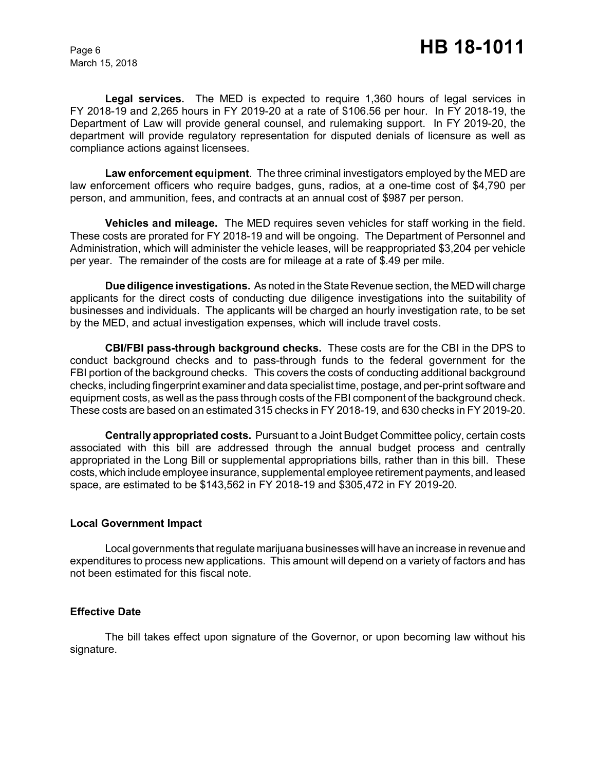**Legal services.** The MED is expected to require 1,360 hours of legal services in FY 2018-19 and 2,265 hours in FY 2019-20 at a rate of $106.56 per hour. In FY 2018-19, the Department of Law will provide general counsel, and rulemaking support. In FY 2019-20, the department will provide regulatory representation for disputed denials of licensure as well as compliance actions against licensees.

**Law enforcement equipment**. The three criminal investigators employed by the MED are law enforcement officers who require badges, guns, radios, at a one-time cost of $4,790 per person, and ammunition, fees, and contracts at an annual cost of $987 per person.

**Vehicles and mileage.** The MED requires seven vehicles for staff working in the field. These costs are prorated for FY 2018-19 and will be ongoing. The Department of Personnel and Administration, which will administer the vehicle leases, will be reappropriated $3,204 per vehicle per year. The remainder of the costs are for mileage at a rate of $.49 per mile.

**Due diligence investigations.** As noted in the State Revenue section, the MED will charge applicants for the direct costs of conducting due diligence investigations into the suitability of businesses and individuals. The applicants will be charged an hourly investigation rate, to be set by the MED, and actual investigation expenses, which will include travel costs.

**CBI/FBI pass-through background checks.** These costs are for the CBI in the DPS to conduct background checks and to pass-through funds to the federal government for the FBI portion of the background checks. This covers the costs of conducting additional background checks, including fingerprint examiner and data specialist time, postage, and per-print software and equipment costs, as well as the pass through costs of the FBI component of the background check. These costs are based on an estimated 315 checks in FY 2018-19, and 630 checks in FY 2019-20.

**Centrally appropriated costs.** Pursuant to a Joint Budget Committee policy, certain costs associated with this bill are addressed through the annual budget process and centrally appropriated in the Long Bill or supplemental appropriations bills, rather than in this bill. These costs, which include employee insurance, supplemental employee retirement payments, and leased space, are estimated to be $143,562 in FY 2018-19 and $305,472 in FY 2019-20.

### Local Government Impact

Local governments that regulate marijuana businesses will have an increase in revenue and expenditures to process new applications. This amount will depend on a variety of factors and has not been estimated for this fiscal note.

### Effective Date

The bill takes effect upon signature of the Governor, or upon becoming law without his signature.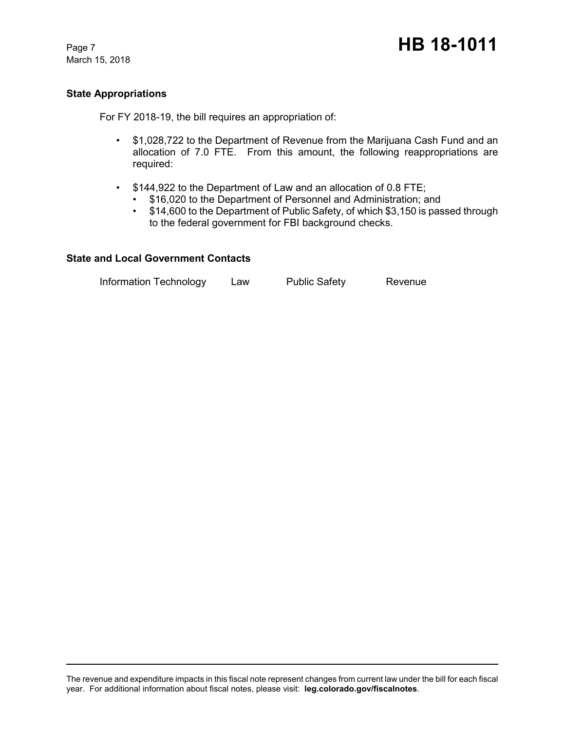### State Appropriations

For FY 2018-19, the bill requires an appropriation of:

- $1,028,722 to the Department of Revenue from the Marijuana Cash Fund and an allocation of 7.0 FTE. From this amount, the following reappropriations are required:

- $144,922 to the Department of Law and an allocation of 0.8 FTE;
  - $16,020 to the Department of Personnel and Administration; and
  - $14,600 to the Department of Public Safety, of which $3,150 is passed through to the federal government for FBI background checks.

### State and Local Government Contacts

Information Technology    Law    Public Safety    Revenue

The revenue and expenditure impacts in this fiscal note represent changes from current law under the bill for each fiscal year. For additional information about fiscal notes, please visit: **leg.colorado.gov/fiscalnotes**.